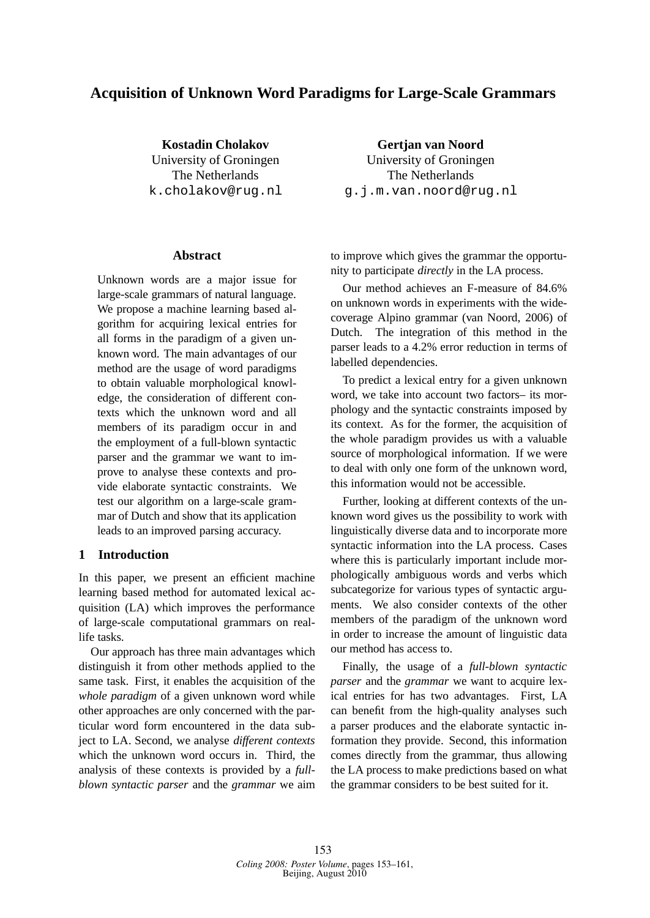# Acquisition of Unknown Word Paradigms for Large-Scale Grammars

**Kostadin Cholakov**
University of Groningen
The Netherlands
k.cholakov@rug.nl

**Gertjan van Noord**
University of Groningen
The Netherlands
g.j.m.van.noord@rug.nl

## Abstract

Unknown words are a major issue for large-scale grammars of natural language. We propose a machine learning based algorithm for acquiring lexical entries for all forms in the paradigm of a given unknown word. The main advantages of our method are the usage of word paradigms to obtain valuable morphological knowledge, the consideration of different contexts which the unknown word and all members of its paradigm occur in and the employment of a full-blown syntactic parser and the grammar we want to improve to analyse these contexts and provide elaborate syntactic constraints. We test our algorithm on a large-scale grammar of Dutch and show that its application leads to an improved parsing accuracy.

## 1 Introduction

In this paper, we present an efficient machine learning based method for automated lexical acquisition (LA) which improves the performance of large-scale computational grammars on real-life tasks.

Our approach has three main advantages which distinguish it from other methods applied to the same task. First, it enables the acquisition of the *whole paradigm* of a given unknown word while other approaches are only concerned with the particular word form encountered in the data subject to LA. Second, we analyse *different contexts* which the unknown word occurs in. Third, the analysis of these contexts is provided by a *full-blown syntactic parser* and the *grammar* we aim to improve which gives the grammar the opportunity to participate *directly* in the LA process.

Our method achieves an F-measure of 84.6% on unknown words in experiments with the wide-coverage Alpino grammar (van Noord, 2006) of Dutch. The integration of this method in the parser leads to a 4.2% error reduction in terms of labelled dependencies.

To predict a lexical entry for a given unknown word, we take into account two factors– its morphology and the syntactic constraints imposed by its context. As for the former, the acquisition of the whole paradigm provides us with a valuable source of morphological information. If we were to deal with only one form of the unknown word, this information would not be accessible.

Further, looking at different contexts of the unknown word gives us the possibility to work with linguistically diverse data and to incorporate more syntactic information into the LA process. Cases where this is particularly important include morphologically ambiguous words and verbs which subcategorize for various types of syntactic arguments. We also consider contexts of the other members of the paradigm of the unknown word in order to increase the amount of linguistic data our method has access to.

Finally, the usage of a *full-blown syntactic parser* and the *grammar* we want to acquire lexical entries for has two advantages. First, LA can benefit from the high-quality analyses such a parser produces and the elaborate syntactic information they provide. Second, this information comes directly from the grammar, thus allowing the LA process to make predictions based on what the grammar considers to be best suited for it.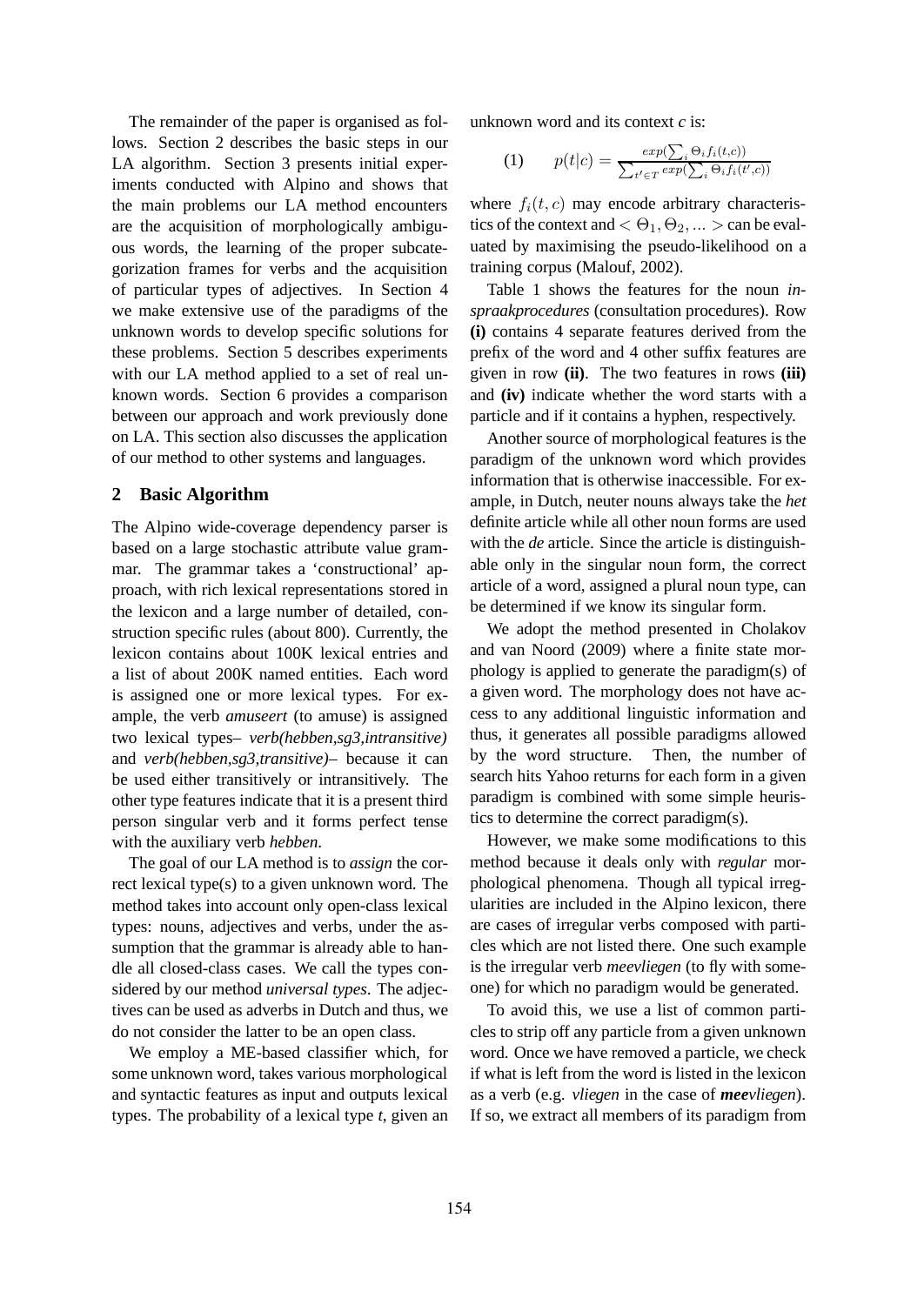The remainder of the paper is organised as follows. Section 2 describes the basic steps in our LA algorithm. Section 3 presents initial experiments conducted with Alpino and shows that the main problems our LA method encounters are the acquisition of morphologically ambiguous words, the learning of the proper subcategorization frames for verbs and the acquisition of particular types of adjectives. In Section 4 we make extensive use of the paradigms of the unknown words to develop specific solutions for these problems. Section 5 describes experiments with our LA method applied to a set of real unknown words. Section 6 provides a comparison between our approach and work previously done on LA. This section also discusses the application of our method to other systems and languages.

## 2 Basic Algorithm

The Alpino wide-coverage dependency parser is based on a large stochastic attribute value grammar. The grammar takes a 'constructional' approach, with rich lexical representations stored in the lexicon and a large number of detailed, construction specific rules (about 800). Currently, the lexicon contains about 100K lexical entries and a list of about 200K named entities. Each word is assigned one or more lexical types. For example, the verb *amuseert* (to amuse) is assigned two lexical types– *verb(hebben,sg3,intransitive)* and *verb(hebben,sg3,transitive)*– because it can be used either transitively or intransitively. The other type features indicate that it is a present third person singular verb and it forms perfect tense with the auxiliary verb *hebben*.

The goal of our LA method is to *assign* the correct lexical type(s) to a given unknown word. The method takes into account only open-class lexical types: nouns, adjectives and verbs, under the assumption that the grammar is already able to handle all closed-class cases. We call the types considered by our method *universal types*. The adjectives can be used as adverbs in Dutch and thus, we do not consider the latter to be an open class.

We employ a ME-based classifier which, for some unknown word, takes various morphological and syntactic features as input and outputs lexical types. The probability of a lexical type *t*, given an unknown word and its context *c* is:

$$(1) \qquad p(t|c) = \frac{exp(\sum_i \Theta_i f_i(t,c))}{\sum_{t' \in T} exp(\sum_i \Theta_i f_i(t',c))}$$

where $f_i(t,c)$ may encode arbitrary characteristics of the context and $< \Theta_1, \Theta_2, ... >$ can be evaluated by maximising the pseudo-likelihood on a training corpus (Malouf, 2002).

Table 1 shows the features for the noun *inspraakprocedures* (consultation procedures). Row **(i)** contains 4 separate features derived from the prefix of the word and 4 other suffix features are given in row **(ii)**. The two features in rows **(iii)** and **(iv)** indicate whether the word starts with a particle and if it contains a hyphen, respectively.

Another source of morphological features is the paradigm of the unknown word which provides information that is otherwise inaccessible. For example, in Dutch, neuter nouns always take the *het* definite article while all other noun forms are used with the *de* article. Since the article is distinguishable only in the singular noun form, the correct article of a word, assigned a plural noun type, can be determined if we know its singular form.

We adopt the method presented in Cholakov and van Noord (2009) where a finite state morphology is applied to generate the paradigm(s) of a given word. The morphology does not have access to any additional linguistic information and thus, it generates all possible paradigms allowed by the word structure. Then, the number of search hits Yahoo returns for each form in a given paradigm is combined with some simple heuristics to determine the correct paradigm(s).

However, we make some modifications to this method because it deals only with *regular* morphological phenomena. Though all typical irregularities are included in the Alpino lexicon, there are cases of irregular verbs composed with particles which are not listed there. One such example is the irregular verb *meevliegen* (to fly with someone) for which no paradigm would be generated.

To avoid this, we use a list of common particles to strip off any particle from a given unknown word. Once we have removed a particle, we check if what is left from the word is listed in the lexicon as a verb (e.g. *vliegen* in the case of ***mee****vliegen*). If so, we extract all members of its paradigm from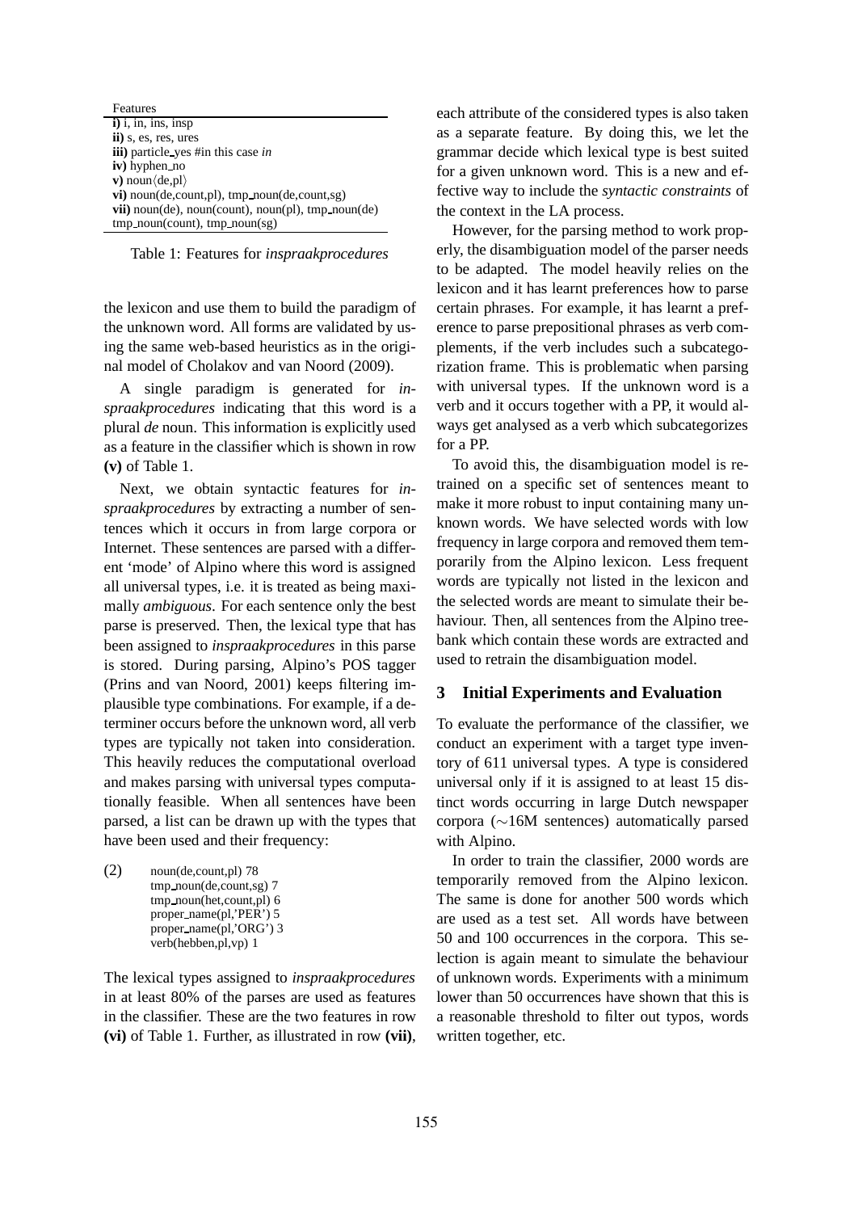| Features |
| --- |
| **i)** i, in, ins, insp |
| **ii)** s, es, res, ures |
| **iii)** particle_yes #in this case *in* |
| **iv)** hyphen_no |
| **v)** noun⟨de,pl⟩ |
| **vi)** noun(de,count,pl), tmp_noun(de,count,sg) |
| **vii)** noun(de), noun(count), noun(pl), tmp_noun(de) tmp_noun(count), tmp_noun(sg) |

Table 1: Features for *inspraakprocedures*

the lexicon and use them to build the paradigm of the unknown word. All forms are validated by using the same web-based heuristics as in the original model of Cholakov and van Noord (2009).

A single paradigm is generated for *inspraakprocedures* indicating that this word is a plural *de* noun. This information is explicitly used as a feature in the classifier which is shown in row **(v)** of Table 1.

Next, we obtain syntactic features for *inspraakprocedures* by extracting a number of sentences which it occurs in from large corpora or Internet. These sentences are parsed with a different 'mode' of Alpino where this word is assigned all universal types, i.e. it is treated as being maximally *ambiguous*. For each sentence only the best parse is preserved. Then, the lexical type that has been assigned to *inspraakprocedures* in this parse is stored. During parsing, Alpino's POS tagger (Prins and van Noord, 2001) keeps filtering implausible type combinations. For example, if a determiner occurs before the unknown word, all verb types are typically not taken into consideration. This heavily reduces the computational overload and makes parsing with universal types computationally feasible. When all sentences have been parsed, a list can be drawn up with the types that have been used and their frequency:

(2)
```
noun(de,count,pl) 78
tmp_noun(de,count,sg) 7
tmp_noun(het,count,pl) 6
proper_name(pl,'PER') 5
proper_name(pl,'ORG') 3
verb(hebben,pl,vp) 1
```

The lexical types assigned to *inspraakprocedures* in at least 80% of the parses are used as features in the classifier. These are the two features in row **(vi)** of Table 1. Further, as illustrated in row **(vii)**, each attribute of the considered types is also taken as a separate feature. By doing this, we let the grammar decide which lexical type is best suited for a given unknown word. This is a new and effective way to include the *syntactic constraints* of the context in the LA process.

However, for the parsing method to work properly, the disambiguation model of the parser needs to be adapted. The model heavily relies on the lexicon and it has learnt preferences how to parse certain phrases. For example, it has learnt a preference to parse prepositional phrases as verb complements, if the verb includes such a subcategorization frame. This is problematic when parsing with universal types. If the unknown word is a verb and it occurs together with a PP, it would always get analysed as a verb which subcategorizes for a PP.

To avoid this, the disambiguation model is retrained on a specific set of sentences meant to make it more robust to input containing many unknown words. We have selected words with low frequency in large corpora and removed them temporarily from the Alpino lexicon. Less frequent words are typically not listed in the lexicon and the selected words are meant to simulate their behaviour. Then, all sentences from the Alpino treebank which contain these words are extracted and used to retrain the disambiguation model.

## 3 Initial Experiments and Evaluation

To evaluate the performance of the classifier, we conduct an experiment with a target type inventory of 611 universal types. A type is considered universal only if it is assigned to at least 15 distinct words occurring in large Dutch newspaper corpora (∼16M sentences) automatically parsed with Alpino.

In order to train the classifier, 2000 words are temporarily removed from the Alpino lexicon. The same is done for another 500 words which are used as a test set. All words have between 50 and 100 occurrences in the corpora. This selection is again meant to simulate the behaviour of unknown words. Experiments with a minimum lower than 50 occurrences have shown that this is a reasonable threshold to filter out typos, words written together, etc.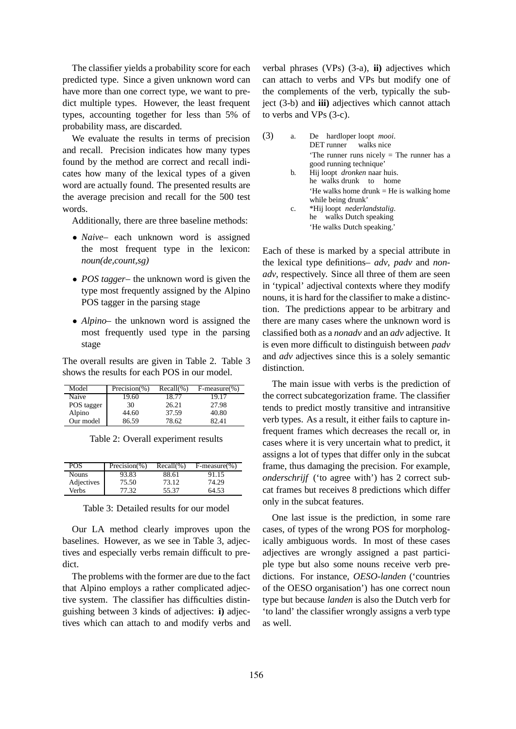The classifier yields a probability score for each predicted type. Since a given unknown word can have more than one correct type, we want to predict multiple types. However, the least frequent types, accounting together for less than 5% of probability mass, are discarded.

We evaluate the results in terms of precision and recall. Precision indicates how many types found by the method are correct and recall indicates how many of the lexical types of a given word are actually found. The presented results are the average precision and recall for the 500 test words.

Additionally, there are three baseline methods:

- *Naive*– each unknown word is assigned the most frequent type in the lexicon: *noun(de,count,sg)*
- *POS tagger*– the unknown word is given the type most frequently assigned by the Alpino POS tagger in the parsing stage
- *Alpino*– the unknown word is assigned the most frequently used type in the parsing stage

The overall results are given in Table 2. Table 3 shows the results for each POS in our model.

| Model | Precision(%) | Recall(%) | F-measure(%) |
|---|---|---|---|
| Naive | 19.60 | 18.77 | 19.17 |
| POS tagger | 30 | 26.21 | 27.98 |
| Alpino | 44.60 | 37.59 | 40.80 |
| Our model | 86.59 | 78.62 | 82.41 |

Table 2: Overall experiment results

| POS | Precision(%) | Recall(%) | F-measure(%) |
|---|---|---|---|
| Nouns | 93.83 | 88.61 | 91.15 |
| Adjectives | 75.50 | 73.12 | 74.29 |
| Verbs | 77.32 | 55.37 | 64.53 |

Table 3: Detailed results for our model

Our LA method clearly improves upon the baselines. However, as we see in Table 3, adjectives and especially verbs remain difficult to predict.

The problems with the former are due to the fact that Alpino employs a rather complicated adjective system. The classifier has difficulties distinguishing between 3 kinds of adjectives: **i)** adjectives which can attach to and modify verbs and verbal phrases (VPs) (3-a), **ii)** adjectives which can attach to verbs and VPs but modify one of the complements of the verb, typically the subject (3-b) and **iii)** adjectives which cannot attach to verbs and VPs (3-c).

(3) a. De hardloper loopt *mooi*.
DET runner walks nice
'The runner runs nicely = The runner has a good running technique'

b. Hij loopt *dronken* naar huis.
he walks drunk to home
'He walks home drunk = He is walking home while being drunk'

c. *Hij loopt *nederlandstalig*.
he walks Dutch speaking
'He walks Dutch speaking.'

Each of these is marked by a special attribute in the lexical type definitions– *adv*, *padv* and *non-adv*, respectively. Since all three of them are seen in 'typical' adjectival contexts where they modify nouns, it is hard for the classifier to make a distinction. The predictions appear to be arbitrary and there are many cases where the unknown word is classified both as a *nonadv* and an *adv* adjective. It is even more difficult to distinguish between *padv* and *adv* adjectives since this is a solely semantic distinction.

The main issue with verbs is the prediction of the correct subcategorization frame. The classifier tends to predict mostly transitive and intransitive verb types. As a result, it either fails to capture infrequent frames which decreases the recall or, in cases where it is very uncertain what to predict, it assigns a lot of types that differ only in the subcat frame, thus damaging the precision. For example, *onderschrijf* ('to agree with') has 2 correct subcat frames but receives 8 predictions which differ only in the subcat features.

One last issue is the prediction, in some rare cases, of types of the wrong POS for morphologically ambiguous words. In most of these cases adjectives are wrongly assigned a past participle type but also some nouns receive verb predictions. For instance, *OESO-landen* ('countries of the OESO organisation') has one correct noun type but because *landen* is also the Dutch verb for 'to land' the classifier wrongly assigns a verb type as well.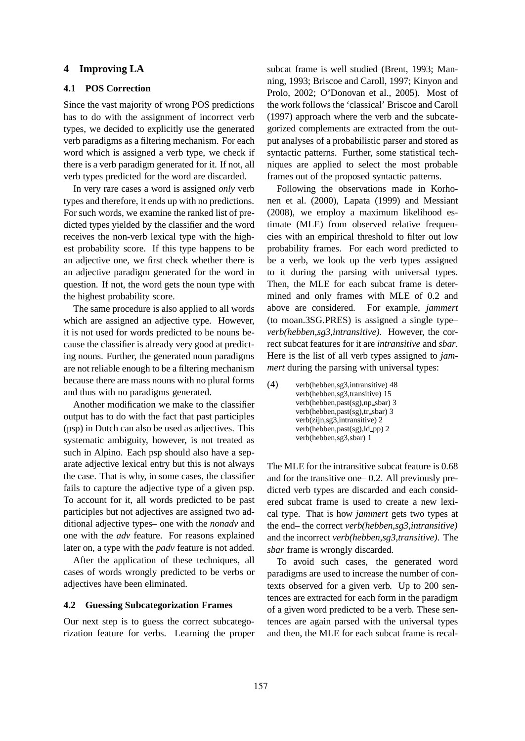## 4 Improving LA

### 4.1 POS Correction

Since the vast majority of wrong POS predictions has to do with the assignment of incorrect verb types, we decided to explicitly use the generated verb paradigms as a filtering mechanism. For each word which is assigned a verb type, we check if there is a verb paradigm generated for it. If not, all verb types predicted for the word are discarded.

In very rare cases a word is assigned *only* verb types and therefore, it ends up with no predictions. For such words, we examine the ranked list of predicted types yielded by the classifier and the word receives the non-verb lexical type with the highest probability score. If this type happens to be an adjective one, we first check whether there is an adjective paradigm generated for the word in question. If not, the word gets the noun type with the highest probability score.

The same procedure is also applied to all words which are assigned an adjective type. However, it is not used for words predicted to be nouns because the classifier is already very good at predicting nouns. Further, the generated noun paradigms are not reliable enough to be a filtering mechanism because there are mass nouns with no plural forms and thus with no paradigms generated.

Another modification we make to the classifier output has to do with the fact that past participles (psp) in Dutch can also be used as adjectives. This systematic ambiguity, however, is not treated as such in Alpino. Each psp should also have a separate adjective lexical entry but this is not always the case. That is why, in some cases, the classifier fails to capture the adjective type of a given psp. To account for it, all words predicted to be past participles but not adjectives are assigned two additional adjective types– one with the *nonadv* and one with the *adv* feature. For reasons explained later on, a type with the *padv* feature is not added.

After the application of these techniques, all cases of words wrongly predicted to be verbs or adjectives have been eliminated.

### 4.2 Guessing Subcategorization Frames

Our next step is to guess the correct subcategorization feature for verbs. Learning the proper subcat frame is well studied (Brent, 1993; Manning, 1993; Briscoe and Caroll, 1997; Kinyon and Prolo, 2002; O'Donovan et al., 2005). Most of the work follows the 'classical' Briscoe and Caroll (1997) approach where the verb and the subcategorized complements are extracted from the output analyses of a probabilistic parser and stored as syntactic patterns. Further, some statistical techniques are applied to select the most probable frames out of the proposed syntactic patterns.

Following the observations made in Korhonen et al. (2000), Lapata (1999) and Messiant (2008), we employ a maximum likelihood estimate (MLE) from observed relative frequencies with an empirical threshold to filter out low probability frames. For each word predicted to be a verb, we look up the verb types assigned to it during the parsing with universal types. Then, the MLE for each subcat frame is determined and only frames with MLE of 0.2 and above are considered. For example, *jammert* (to moan.3SG.PRES) is assigned a single type– *verb(hebben,sg3,intransitive)*. However, the correct subcat features for it are *intransitive* and *sbar*. Here is the list of all verb types assigned to *jammert* during the parsing with universal types:

(4)
verb(hebben,sg3,intransitive) 48
verb(hebben,sg3,transitive) 15
verb(hebben,past(sg),np_sbar) 3
verb(hebben,past(sg),tr_sbar) 3
verb(zijn,sg3,intransitive) 2
verb(hebben,past(sg),ld_pp) 2
verb(hebben,sg3,sbar) 1

The MLE for the intransitive subcat feature is 0.68 and for the transitive one– 0.2. All previously predicted verb types are discarded and each considered subcat frame is used to create a new lexical type. That is how *jammert* gets two types at the end– the correct *verb(hebben,sg3,intransitive)* and the incorrect *verb(hebben,sg3,transitive)*. The *sbar* frame is wrongly discarded.

To avoid such cases, the generated word paradigms are used to increase the number of contexts observed for a given verb. Up to 200 sentences are extracted for each form in the paradigm of a given word predicted to be a verb. These sentences are again parsed with the universal types and then, the MLE for each subcat frame is recal-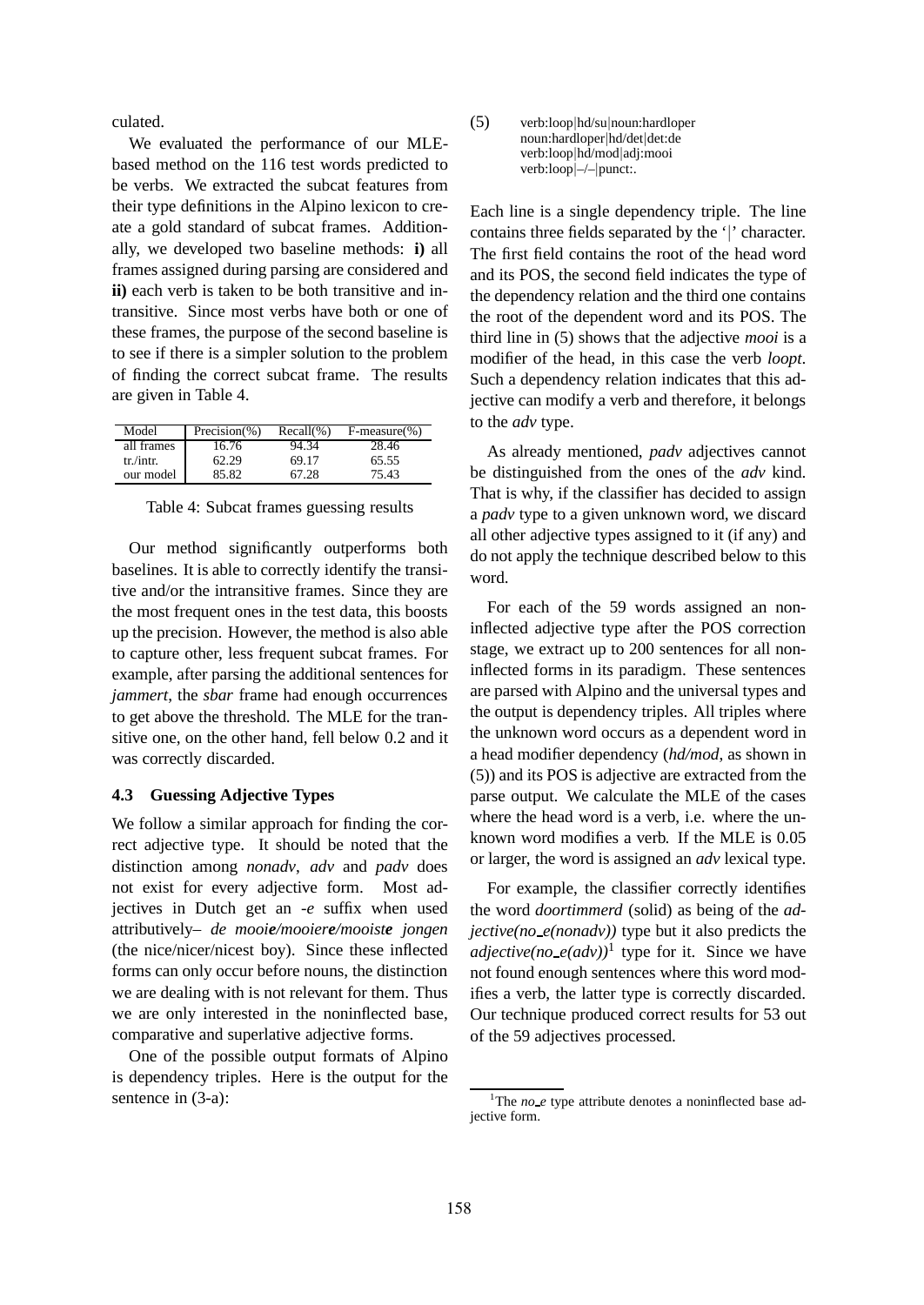culated.

We evaluated the performance of our MLE-based method on the 116 test words predicted to be verbs. We extracted the subcat features from their type definitions in the Alpino lexicon to create a gold standard of subcat frames. Additionally, we developed two baseline methods: **i)** all frames assigned during parsing are considered and **ii)** each verb is taken to be both transitive and intransitive. Since most verbs have both or one of these frames, the purpose of the second baseline is to see if there is a simpler solution to the problem of finding the correct subcat frame. The results are given in Table 4.

| Model | Precision(%) | Recall(%) | F-measure(%) |
|---|---|---|---|
| all frames | 16.76 | 94.34 | 28.46 |
| tr./intr. | 62.29 | 69.17 | 65.55 |
| our model | 85.82 | 67.28 | 75.43 |

Table 4: Subcat frames guessing results

Our method significantly outperforms both baselines. It is able to correctly identify the transitive and/or the intransitive frames. Since they are the most frequent ones in the test data, this boosts up the precision. However, the method is also able to capture other, less frequent subcat frames. For example, after parsing the additional sentences for *jammert*, the *sbar* frame had enough occurrences to get above the threshold. The MLE for the transitive one, on the other hand, fell below 0.2 and it was correctly discarded.

### 4.3 Guessing Adjective Types

We follow a similar approach for finding the correct adjective type. It should be noted that the distinction among *nonadv*, *adv* and *padv* does not exist for every adjective form. Most adjectives in Dutch get an *-e* suffix when used attributively– *de mooi**e**/mooier**e**/mooist**e** jongen* (the nice/nicer/nicest boy). Since these inflected forms can only occur before nouns, the distinction we are dealing with is not relevant for them. Thus we are only interested in the noninflected base, comparative and superlative adjective forms.

One of the possible output formats of Alpino is dependency triples. Here is the output for the sentence in (3-a):

(5)
```
verb:loop|hd/su|noun:hardloper
noun:hardloper|hd/det|det:de
verb:loop|hd/mod|adj:mooi
verb:loop|–/–|punct:.
```

Each line is a single dependency triple. The line contains three fields separated by the '|' character. The first field contains the root of the head word and its POS, the second field indicates the type of the dependency relation and the third one contains the root of the dependent word and its POS. The third line in (5) shows that the adjective *mooi* is a modifier of the head, in this case the verb *loopt*. Such a dependency relation indicates that this adjective can modify a verb and therefore, it belongs to the *adv* type.

As already mentioned, *padv* adjectives cannot be distinguished from the ones of the *adv* kind. That is why, if the classifier has decided to assign a *padv* type to a given unknown word, we discard all other adjective types assigned to it (if any) and do not apply the technique described below to this word.

For each of the 59 words assigned an non-inflected adjective type after the POS correction stage, we extract up to 200 sentences for all non-inflected forms in its paradigm. These sentences are parsed with Alpino and the universal types and the output is dependency triples. All triples where the unknown word occurs as a dependent word in a head modifier dependency (*hd/mod*, as shown in (5)) and its POS is adjective are extracted from the parse output. We calculate the MLE of the cases where the head word is a verb, i.e. where the unknown word modifies a verb. If the MLE is 0.05 or larger, the word is assigned an *adv* lexical type.

For example, the classifier correctly identifies the word *doortimmerd* (solid) as being of the *adjective(no_e(nonadv))* type but it also predicts the *adjective(no_e(adv))*[1] type for it. Since we have not found enough sentences where this word modifies a verb, the latter type is correctly discarded. Our technique produced correct results for 53 out of the 59 adjectives processed.

[1] The *no_e* type attribute denotes a noninflected base adjective form.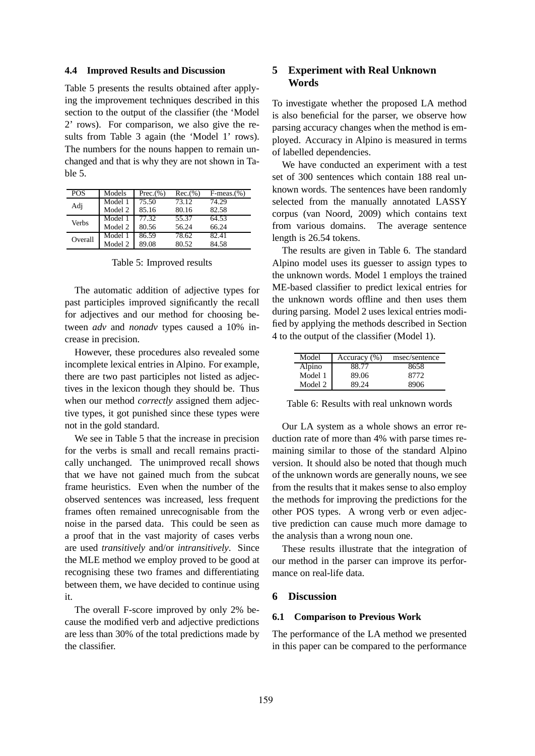### 4.4 Improved Results and Discussion

Table 5 presents the results obtained after applying the improvement techniques described in this section to the output of the classifier (the 'Model 2' rows). For comparison, we also give the results from Table 3 again (the 'Model 1' rows). The numbers for the nouns happen to remain unchanged and that is why they are not shown in Table 5.

| POS | Models | Prec.(%) | Rec.(%) | F-meas.(%) |
|---|---|---|---|---|
| Adj | Model 1 | 75.50 | 73.12 | 74.29 |
| | Model 2 | 85.16 | 80.16 | 82.58 |
| Verbs | Model 1 | 77.32 | 55.37 | 64.53 |
| | Model 2 | 80.56 | 56.24 | 66.24 |
| Overall | Model 1 | 86.59 | 78.62 | 82.41 |
| | Model 2 | 89.08 | 80.52 | 84.58 |

Table 5: Improved results

The automatic addition of adjective types for past participles improved significantly the recall for adjectives and our method for choosing between *adv* and *nonadv* types caused a 10% increase in precision.

However, these procedures also revealed some incomplete lexical entries in Alpino. For example, there are two past participles not listed as adjectives in the lexicon though they should be. Thus when our method *correctly* assigned them adjective types, it got punished since these types were not in the gold standard.

We see in Table 5 that the increase in precision for the verbs is small and recall remains practically unchanged. The unimproved recall shows that we have not gained much from the subcat frame heuristics. Even when the number of the observed sentences was increased, less frequent frames often remained unrecognisable from the noise in the parsed data. This could be seen as a proof that in the vast majority of cases verbs are used *transitively* and/or *intransitively*. Since the MLE method we employ proved to be good at recognising these two frames and differentiating between them, we have decided to continue using it.

The overall F-score improved by only 2% because the modified verb and adjective predictions are less than 30% of the total predictions made by the classifier.

## 5 Experiment with Real Unknown Words

To investigate whether the proposed LA method is also beneficial for the parser, we observe how parsing accuracy changes when the method is employed. Accuracy in Alpino is measured in terms of labelled dependencies.

We have conducted an experiment with a test set of 300 sentences which contain 188 real unknown words. The sentences have been randomly selected from the manually annotated LASSY corpus (van Noord, 2009) which contains text from various domains. The average sentence length is 26.54 tokens.

The results are given in Table 6. The standard Alpino model uses its guesser to assign types to the unknown words. Model 1 employs the trained ME-based classifier to predict lexical entries for the unknown words offline and then uses them during parsing. Model 2 uses lexical entries modified by applying the methods described in Section 4 to the output of the classifier (Model 1).

| Model | Accuracy (%) | msec/sentence |
|---|---|---|
| Alpino | 88.77 | 8658 |
| Model 1 | 89.06 | 8772 |
| Model 2 | 89.24 | 8906 |

Table 6: Results with real unknown words

Our LA system as a whole shows an error reduction rate of more than 4% with parse times remaining similar to those of the standard Alpino version. It should also be noted that though much of the unknown words are generally nouns, we see from the results that it makes sense to also employ the methods for improving the predictions for the other POS types. A wrong verb or even adjective prediction can cause much more damage to the analysis than a wrong noun one.

These results illustrate that the integration of our method in the parser can improve its performance on real-life data.

## 6 Discussion

### 6.1 Comparison to Previous Work

The performance of the LA method we presented in this paper can be compared to the performance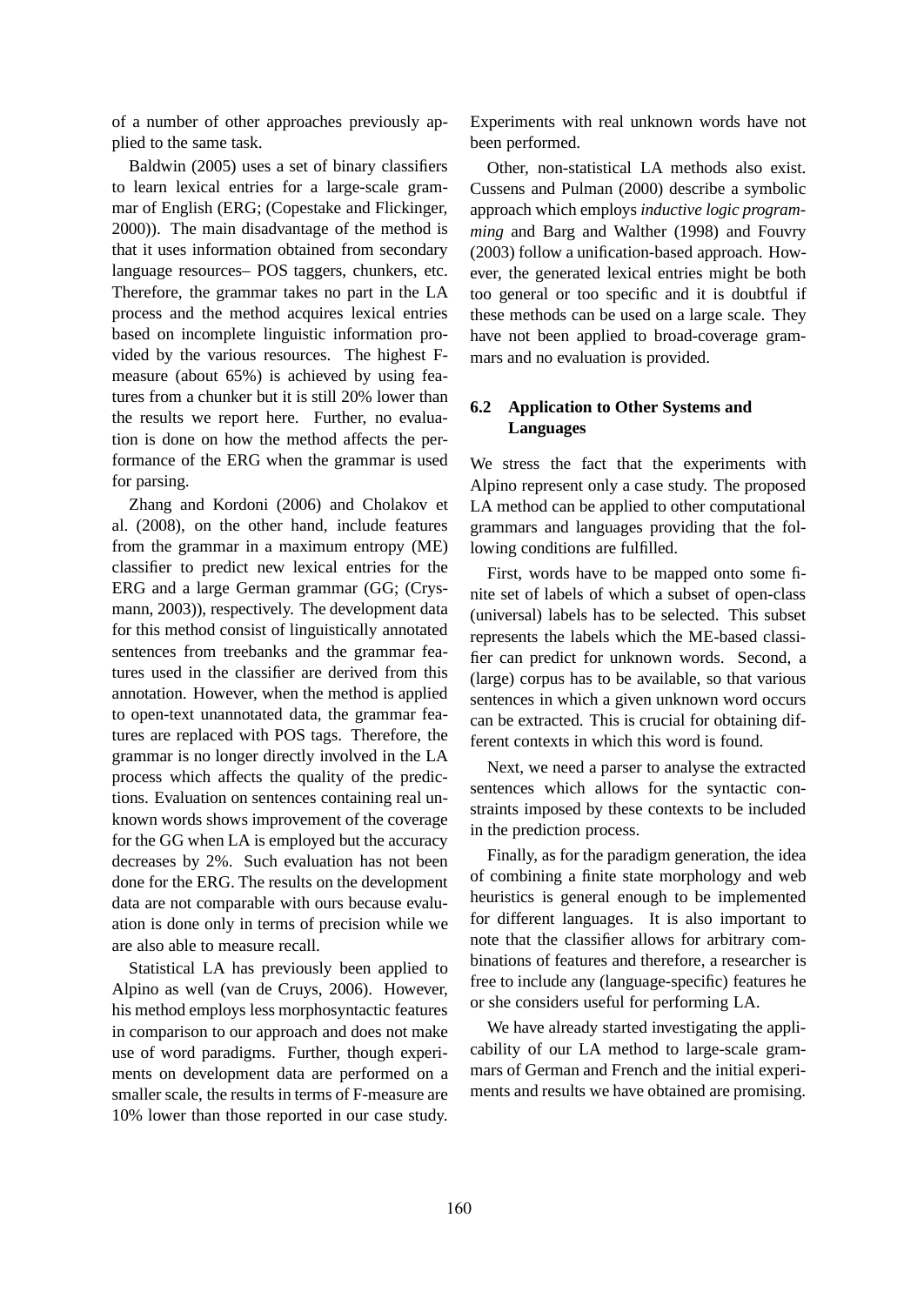of a number of other approaches previously applied to the same task.

Baldwin (2005) uses a set of binary classifiers to learn lexical entries for a large-scale grammar of English (ERG; (Copestake and Flickinger, 2000)). The main disadvantage of the method is that it uses information obtained from secondary language resources– POS taggers, chunkers, etc. Therefore, the grammar takes no part in the LA process and the method acquires lexical entries based on incomplete linguistic information provided by the various resources. The highest F-measure (about 65%) is achieved by using features from a chunker but it is still 20% lower than the results we report here. Further, no evaluation is done on how the method affects the performance of the ERG when the grammar is used for parsing.

Zhang and Kordoni (2006) and Cholakov et al. (2008), on the other hand, include features from the grammar in a maximum entropy (ME) classifier to predict new lexical entries for the ERG and a large German grammar (GG; (Crysmann, 2003)), respectively. The development data for this method consist of linguistically annotated sentences from treebanks and the grammar features used in the classifier are derived from this annotation. However, when the method is applied to open-text unannotated data, the grammar features are replaced with POS tags. Therefore, the grammar is no longer directly involved in the LA process which affects the quality of the predictions. Evaluation on sentences containing real unknown words shows improvement of the coverage for the GG when LA is employed but the accuracy decreases by 2%. Such evaluation has not been done for the ERG. The results on the development data are not comparable with ours because evaluation is done only in terms of precision while we are also able to measure recall.

Statistical LA has previously been applied to Alpino as well (van de Cruys, 2006). However, his method employs less morphosyntactic features in comparison to our approach and does not make use of word paradigms. Further, though experiments on development data are performed on a smaller scale, the results in terms of F-measure are 10% lower than those reported in our case study. Experiments with real unknown words have not been performed.

Other, non-statistical LA methods also exist. Cussens and Pulman (2000) describe a symbolic approach which employs *inductive logic programming* and Barg and Walther (1998) and Fouvry (2003) follow a unification-based approach. However, the generated lexical entries might be both too general or too specific and it is doubtful if these methods can be used on a large scale. They have not been applied to broad-coverage grammars and no evaluation is provided.

### 6.2 Application to Other Systems and Languages

We stress the fact that the experiments with Alpino represent only a case study. The proposed LA method can be applied to other computational grammars and languages providing that the following conditions are fulfilled.

First, words have to be mapped onto some finite set of labels of which a subset of open-class (universal) labels has to be selected. This subset represents the labels which the ME-based classifier can predict for unknown words. Second, a (large) corpus has to be available, so that various sentences in which a given unknown word occurs can be extracted. This is crucial for obtaining different contexts in which this word is found.

Next, we need a parser to analyse the extracted sentences which allows for the syntactic constraints imposed by these contexts to be included in the prediction process.

Finally, as for the paradigm generation, the idea of combining a finite state morphology and web heuristics is general enough to be implemented for different languages. It is also important to note that the classifier allows for arbitrary combinations of features and therefore, a researcher is free to include any (language-specific) features he or she considers useful for performing LA.

We have already started investigating the applicability of our LA method to large-scale grammars of German and French and the initial experiments and results we have obtained are promising.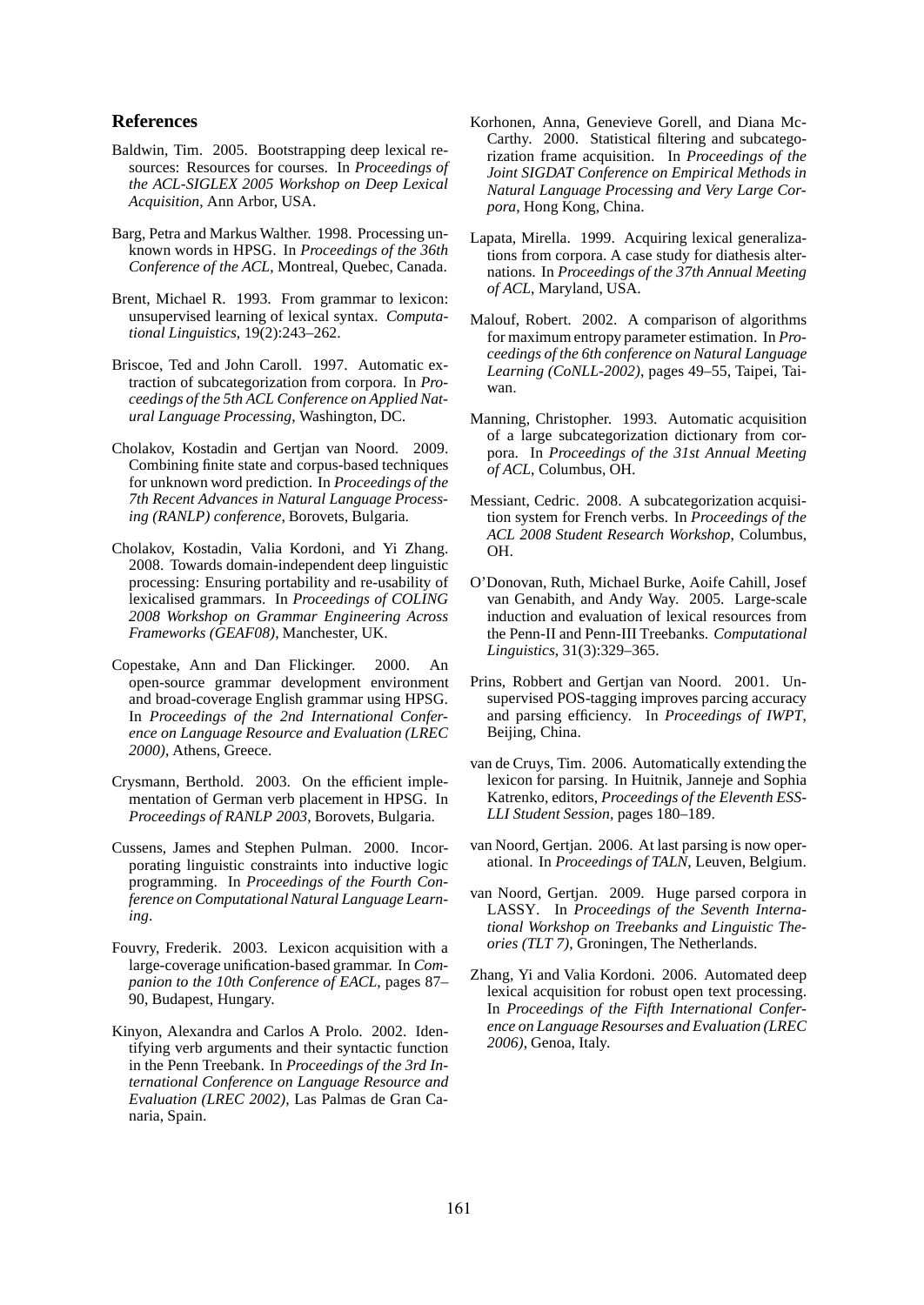## References

Baldwin, Tim. 2005. Bootstrapping deep lexical resources: Resources for courses. In *Proceedings of the ACL-SIGLEX 2005 Workshop on Deep Lexical Acquisition*, Ann Arbor, USA.

Barg, Petra and Markus Walther. 1998. Processing unknown words in HPSG. In *Proceedings of the 36th Conference of the ACL*, Montreal, Quebec, Canada.

Brent, Michael R. 1993. From grammar to lexicon: unsupervised learning of lexical syntax. *Computational Linguistics*, 19(2):243–262.

Briscoe, Ted and John Caroll. 1997. Automatic extraction of subcategorization from corpora. In *Proceedings of the 5th ACL Conference on Applied Natural Language Processing*, Washington, DC.

Cholakov, Kostadin and Gertjan van Noord. 2009. Combining finite state and corpus-based techniques for unknown word prediction. In *Proceedings of the 7th Recent Advances in Natural Language Processing (RANLP) conference*, Borovets, Bulgaria.

Cholakov, Kostadin, Valia Kordoni, and Yi Zhang. 2008. Towards domain-independent deep linguistic processing: Ensuring portability and re-usability of lexicalised grammars. In *Proceedings of COLING 2008 Workshop on Grammar Engineering Across Frameworks (GEAF08)*, Manchester, UK.

Copestake, Ann and Dan Flickinger. 2000. An open-source grammar development environment and broad-coverage English grammar using HPSG. In *Proceedings of the 2nd International Conference on Language Resource and Evaluation (LREC 2000)*, Athens, Greece.

Crysmann, Berthold. 2003. On the efficient implementation of German verb placement in HPSG. In *Proceedings of RANLP 2003*, Borovets, Bulgaria.

Cussens, James and Stephen Pulman. 2000. Incorporating linguistic constraints into inductive logic programming. In *Proceedings of the Fourth Conference on Computational Natural Language Learning*.

Fouvry, Frederik. 2003. Lexicon acquisition with a large-coverage unification-based grammar. In *Companion to the 10th Conference of EACL*, pages 87–90, Budapest, Hungary.

Kinyon, Alexandra and Carlos A Prolo. 2002. Identifying verb arguments and their syntactic function in the Penn Treebank. In *Proceedings of the 3rd International Conference on Language Resource and Evaluation (LREC 2002)*, Las Palmas de Gran Canaria, Spain.

Korhonen, Anna, Genevieve Gorell, and Diana McCarthy. 2000. Statistical filtering and subcategorization frame acquisition. In *Proceedings of the Joint SIGDAT Conference on Empirical Methods in Natural Language Processing and Very Large Corpora*, Hong Kong, China.

Lapata, Mirella. 1999. Acquiring lexical generalizations from corpora. A case study for diathesis alternations. In *Proceedings of the 37th Annual Meeting of ACL*, Maryland, USA.

Malouf, Robert. 2002. A comparison of algorithms for maximum entropy parameter estimation. In *Proceedings of the 6th conference on Natural Language Learning (CoNLL-2002)*, pages 49–55, Taipei, Taiwan.

Manning, Christopher. 1993. Automatic acquisition of a large subcategorization dictionary from corpora. In *Proceedings of the 31st Annual Meeting of ACL*, Columbus, OH.

Messiant, Cedric. 2008. A subcategorization acquisition system for French verbs. In *Proceedings of the ACL 2008 Student Research Workshop*, Columbus, OH.

O'Donovan, Ruth, Michael Burke, Aoife Cahill, Josef van Genabith, and Andy Way. 2005. Large-scale induction and evaluation of lexical resources from the Penn-II and Penn-III Treebanks. *Computational Linguistics*, 31(3):329–365.

Prins, Robbert and Gertjan van Noord. 2001. Unsupervised POS-tagging improves parcing accuracy and parsing efficiency. In *Proceedings of IWPT*, Beijing, China.

van de Cruys, Tim. 2006. Automatically extending the lexicon for parsing. In Huitnik, Janneje and Sophia Katrenko, editors, *Proceedings of the Eleventh ESSLLI Student Session*, pages 180–189.

van Noord, Gertjan. 2006. At last parsing is now operational. In *Proceedings of TALN*, Leuven, Belgium.

van Noord, Gertjan. 2009. Huge parsed corpora in LASSY. In *Proceedings of the Seventh International Workshop on Treebanks and Linguistic Theories (TLT 7)*, Groningen, The Netherlands.

Zhang, Yi and Valia Kordoni. 2006. Automated deep lexical acquisition for robust open text processing. In *Proceedings of the Fifth International Conference on Language Resourses and Evaluation (LREC 2006)*, Genoa, Italy.